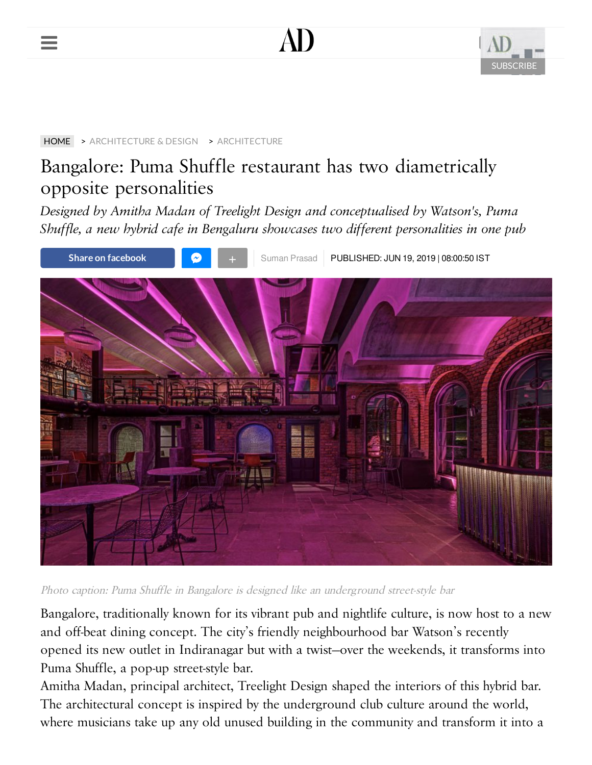HOME > ARCHITECTURE & DESIGN > ARCHITECTURE

# Bangalore: Puma Shuffle restaurant has two diametrically opposite personalities

*Designed by Amitha Madan of Treelight Design and conceptualised by Watson's, Puma Shuffle, a new hybrid cafe in Bengaluru showcases two different personalities in one pub*

Suman Prasad | PUBLISHED: JUN 19, 2019 | 08:00:50 IST

*Photo caption: Puma Shuffle in Bangalore is designed like an underground street-style bar*

Bangalore, traditionally known for its vibrant pub and nightlife culture, is now host to a new and off-beat dining concept. The city's friendly neighbourhood bar Watson's recently opened its new outlet in Indiranagar but with a twist—over the weekends, it transforms into Puma Shuffle, a pop-up street-style bar.

Amitha Madan, principal architect, Treelight Design shaped the interiors of this hybrid bar. The architectural concept is inspired by the underground club culture around the world, where musicians take up any old unused building in the community and transform it into a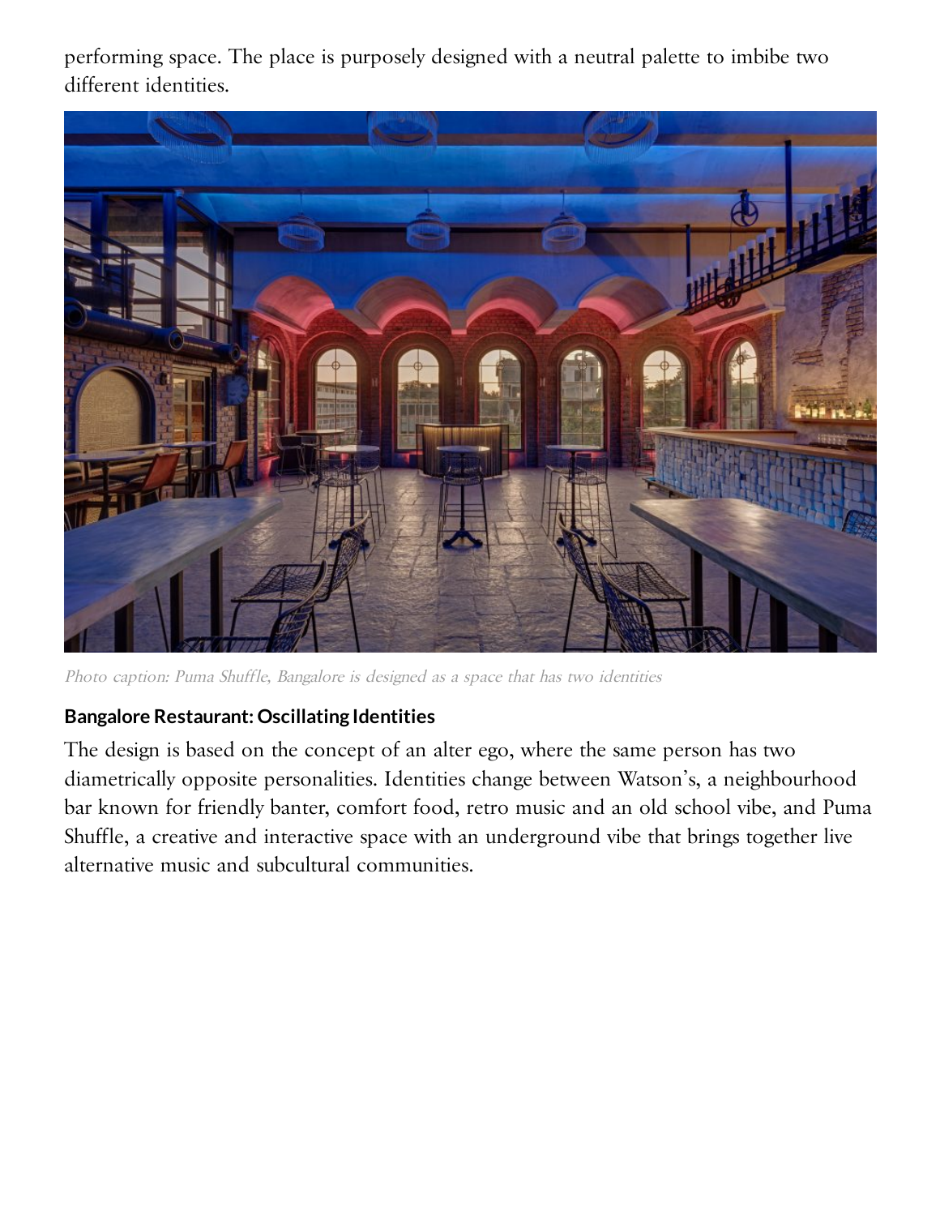performing space. The place is purposely designed with a neutral palette to imbibe two different identities.

*Photo caption: Puma Shuffle, Bangalore is designed as a space that has two identities*

**Bangalore Restaurant: Oscillating Identities**

The design is based on the concept of an alter ego, where the same person has two diametrically opposite personalities. Identities change between Watson's, a neighbourhood bar known for friendly banter, comfort food, retro music and an old school vibe, and Puma Shuffle, a creative and interactive space with an underground vibe that brings together live alternative music and subcultural communities.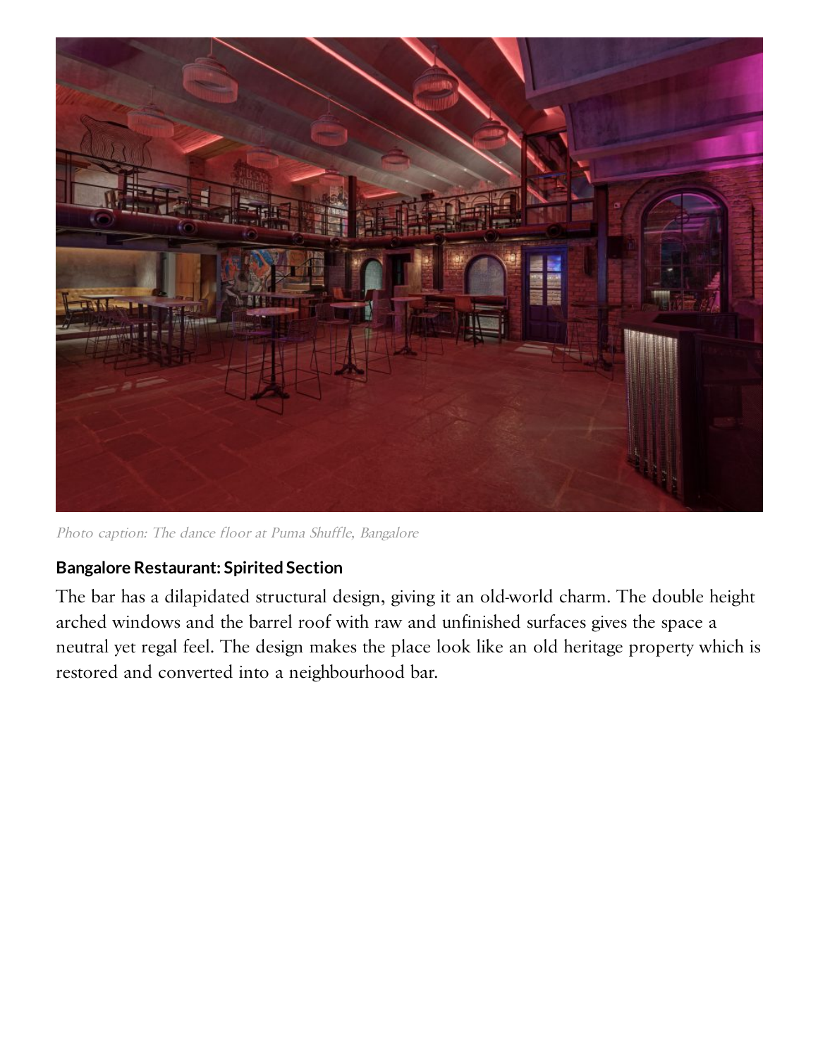*Photo caption: The dance floor at Puma Shuffle, Bangalore*

**Bangalore Restaurant: Spirited Section**

The bar has a dilapidated structural design, giving it an old-world charm. The double height arched windows and the barrel roof with raw and unfinished surfaces gives the space a neutral yet regal feel. The design makes the place look like an old heritage property which is restored and converted into a neighbourhood bar.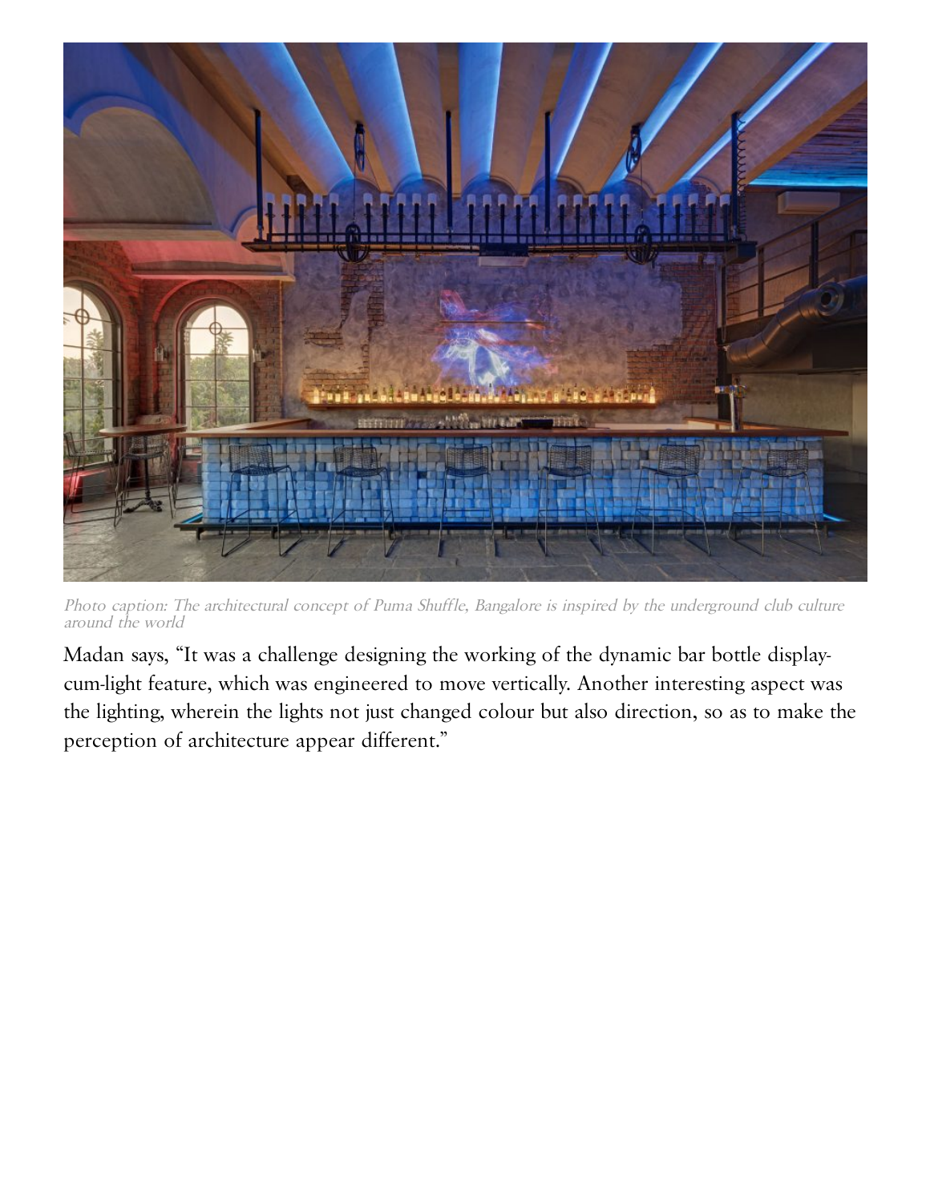*Photo caption: The architectural concept of Puma Shuffle, Bangalore is inspired by the underground club culture around the world*

Madan says, "It was a challenge designing the working of the dynamic bar bottle display-cum-light feature, which was engineered to move vertically. Another interesting aspect was the lighting, wherein the lights not just changed colour but also direction, so as to make the perception of architecture appear different."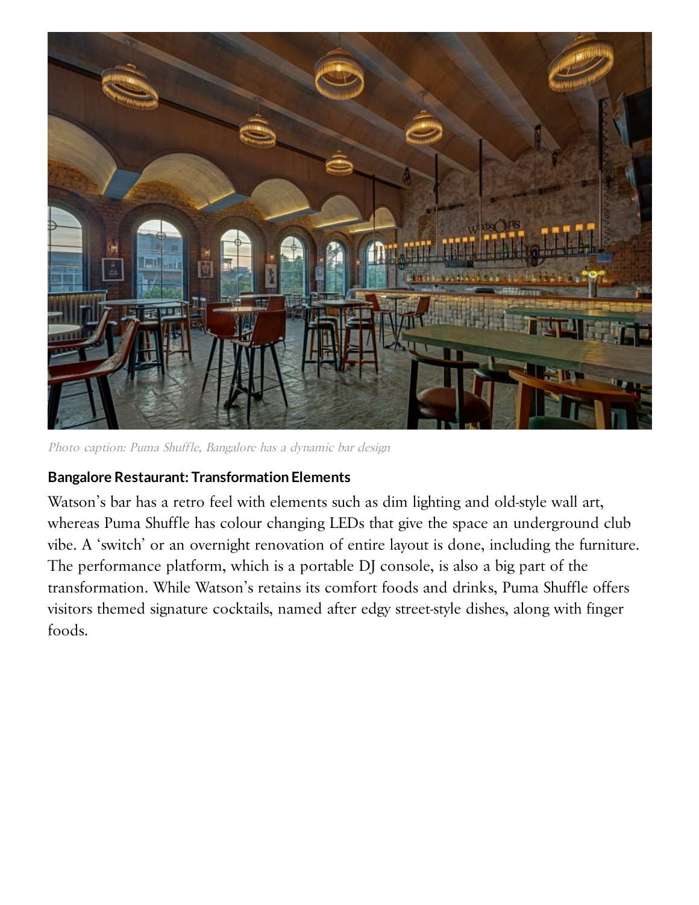*Photo caption: Puma Shuffle, Bangalore has a dynamic bar design*

**Bangalore Restaurant: Transformation Elements**

Watson's bar has a retro feel with elements such as dim lighting and old-style wall art, whereas Puma Shuffle has colour changing LEDs that give the space an underground club vibe. A 'switch' or an overnight renovation of entire layout is done, including the furniture. The performance platform, which is a portable DJ console, is also a big part of the transformation. While Watson's retains its comfort foods and drinks, Puma Shuffle offers visitors themed signature cocktails, named after edgy street-style dishes, along with finger foods.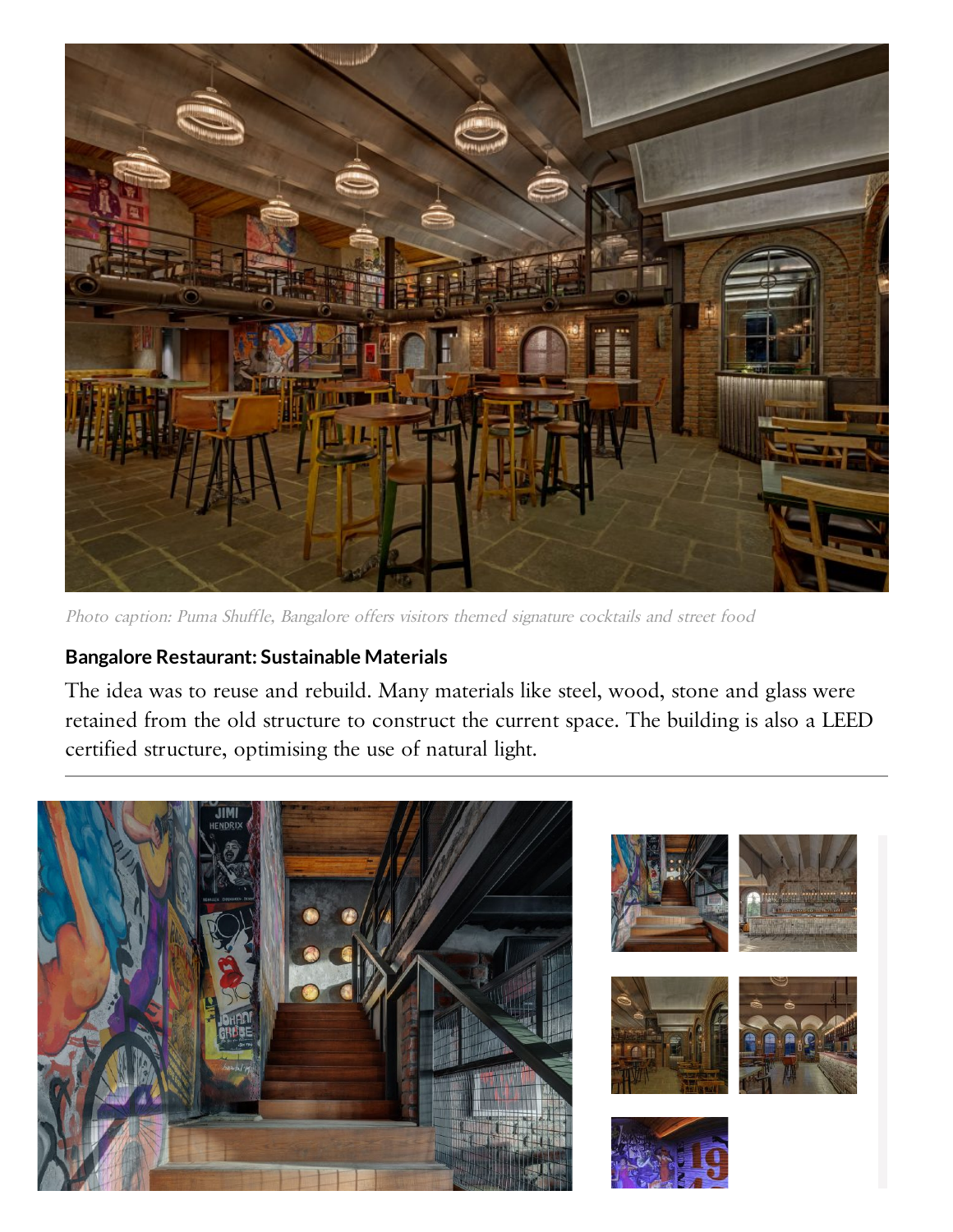Photo caption: Puma Shuffle, Bangalore offers visitors themed signature cocktails and street food

**Bangalore Restaurant: Sustainable Materials**

The idea was to reuse and rebuild. Many materials like steel, wood, stone and glass were retained from the old structure to construct the current space. The building is also a LEED certified structure, optimising the use of natural light.

---